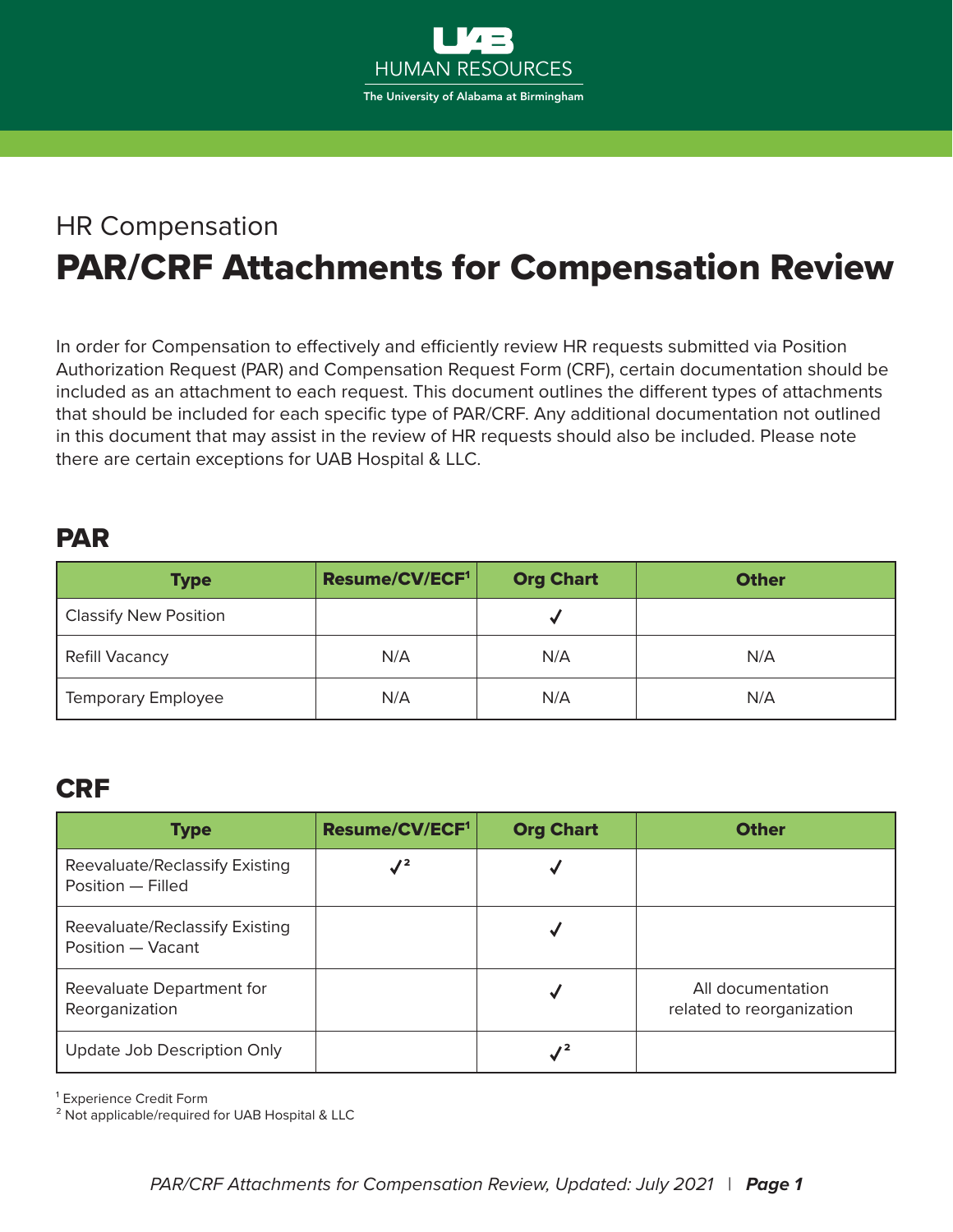HUMAN RESOURCES

The University of Alabama at Birmingham

HR Compensation

# PAR/CRF Attachments for Compensation Review

In order for Compensation to effectively and efficiently review HR requests submitted via Position Authorization Request (PAR) and Compensation Request Form (CRF), certain documentation should be included as an attachment to each request. This document outlines the different types of attachments that should be included for each specific type of PAR/CRF. Any additional documentation not outlined in this document that may assist in the review of HR requests should also be included. Please note there are certain exceptions for UAB Hospital & LLC.

## PAR

| Type | Resume/CV/ECF[1] | Org Chart | Other |
|---|---|---|---|
| Classify New Position | | ✓ | |
| Refill Vacancy | N/A | N/A | N/A |
| Temporary Employee | N/A | N/A | N/A |

## CRF

| Type | Resume/CV/ECF[1] | Org Chart | Other |
|---|---|---|---|
| Reevaluate/Reclassify Existing Position — Filled | ✓[2] | ✓ | |
| Reevaluate/Reclassify Existing Position — Vacant | | ✓ | |
| Reevaluate Department for Reorganization | | ✓ | All documentation related to reorganization |
| Update Job Description Only | | ✓[2] | |

[1] Experience Credit Form
[2] Not applicable/required for UAB Hospital & LLC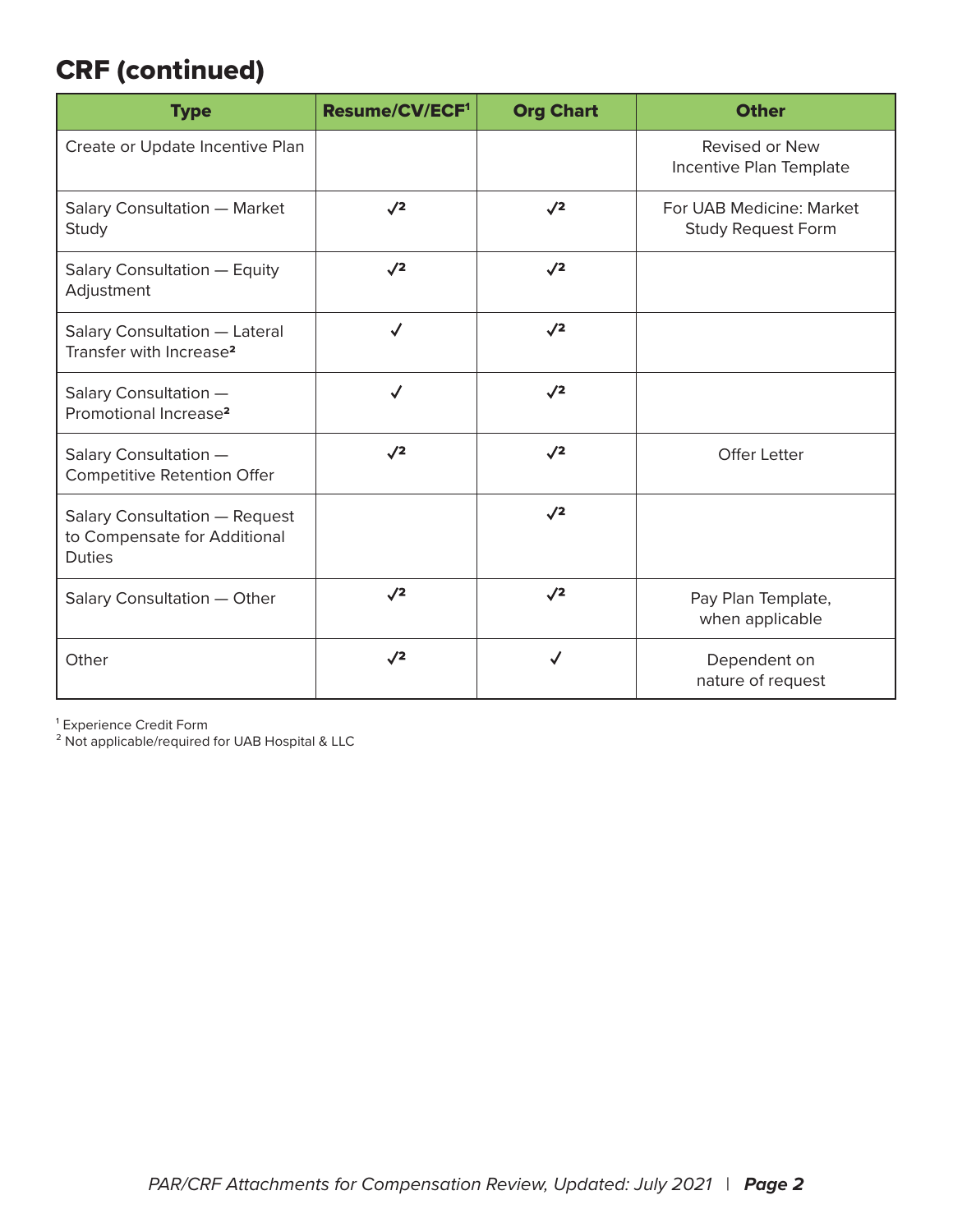## CRF (continued)

| Type | Resume/CV/ECF[1] | Org Chart | Other |
|---|---|---|---|
| Create or Update Incentive Plan | | | Revised or New Incentive Plan Template |
| Salary Consultation — Market Study | ✓[2] | ✓[2] | For UAB Medicine: Market Study Request Form |
| Salary Consultation — Equity Adjustment | ✓[2] | ✓[2] | |
| Salary Consultation — Lateral Transfer with Increase[2] | ✓ | ✓[2] | |
| Salary Consultation — Promotional Increase[2] | ✓ | ✓[2] | |
| Salary Consultation — Competitive Retention Offer | ✓[2] | ✓[2] | Offer Letter |
| Salary Consultation — Request to Compensate for Additional Duties | | ✓[2] | |
| Salary Consultation — Other | ✓[2] | ✓[2] | Pay Plan Template, when applicable |
| Other | ✓[2] | ✓ | Dependent on nature of request |

[1] Experience Credit Form
[2] Not applicable/required for UAB Hospital & LLC